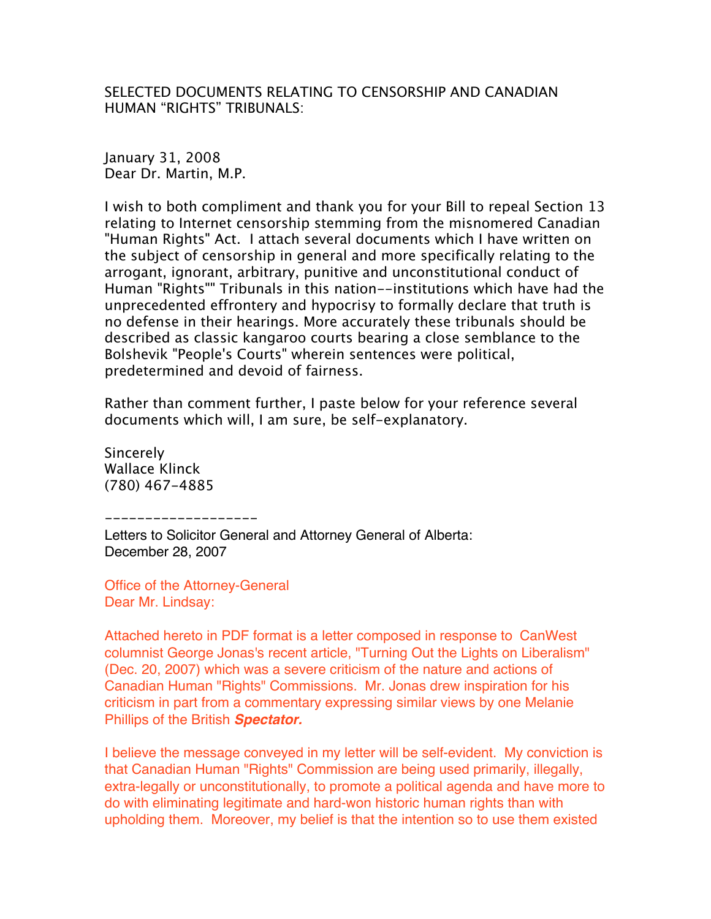SELECTED DOCUMENTS RELATING TO CENSORSHIP AND CANADIAN HUMAN "RIGHTS" TRIBUNALS:

January 31, 2008
Dear Dr. Martin, M.P.

I wish to both compliment and thank you for your Bill to repeal Section 13 relating to Internet censorship stemming from the misnomered Canadian "Human Rights" Act. I attach several documents which I have written on the subject of censorship in general and more specifically relating to the arrogant, ignorant, arbitrary, punitive and unconstitutional conduct of Human "Rights"" Tribunals in this nation--institutions which have had the unprecedented effrontery and hypocrisy to formally declare that truth is no defense in their hearings. More accurately these tribunals should be described as classic kangaroo courts bearing a close semblance to the Bolshevik "People's Courts" wherein sentences were political, predetermined and devoid of fairness.

Rather than comment further, I paste below for your reference several documents which will, I am sure, be self-explanatory.

Sincerely
Wallace Klinck
(780) 467-4885

-------------------

Letters to Solicitor General and Attorney General of Alberta:
December 28, 2007

Office of the Attorney-General
Dear Mr. Lindsay:

Attached hereto in PDF format is a letter composed in response to CanWest columnist George Jonas's recent article, "Turning Out the Lights on Liberalism" (Dec. 20, 2007) which was a severe criticism of the nature and actions of Canadian Human "Rights" Commissions. Mr. Jonas drew inspiration for his criticism in part from a commentary expressing similar views by one Melanie Phillips of the British ***Spectator.***

I believe the message conveyed in my letter will be self-evident. My conviction is that Canadian Human "Rights" Commission are being used primarily, illegally, extra-legally or unconstitutionally, to promote a political agenda and have more to do with eliminating legitimate and hard-won historic human rights than with upholding them. Moreover, my belief is that the intention so to use them existed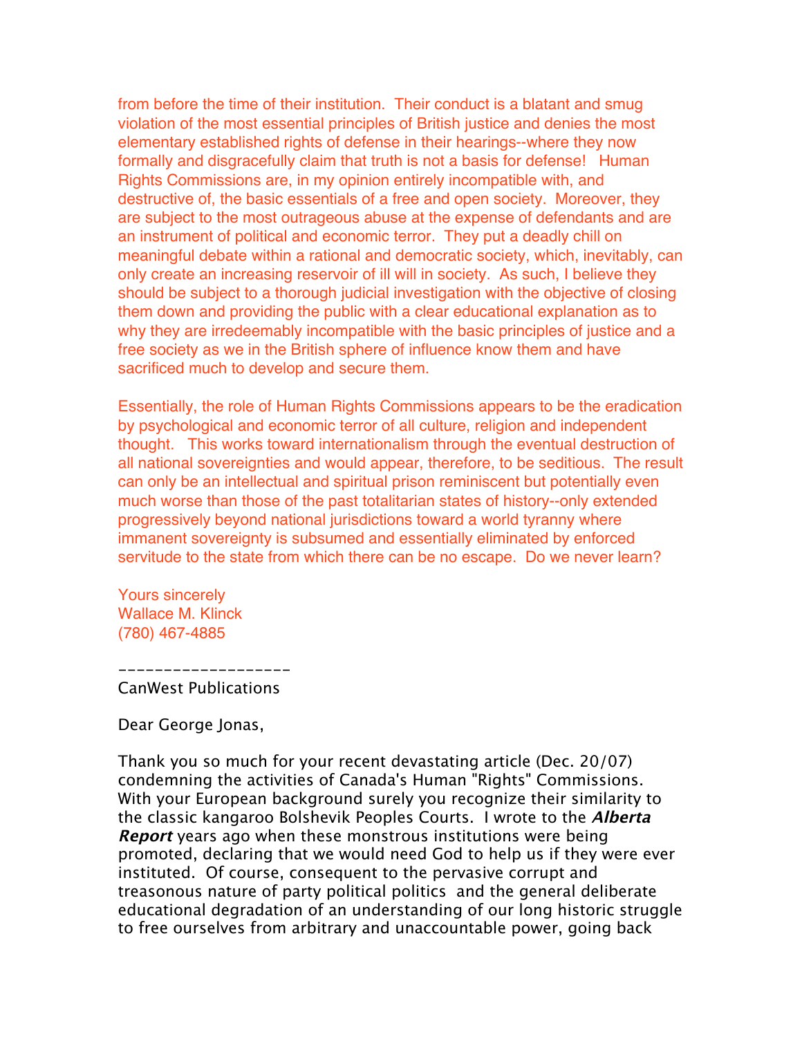from before the time of their institution. Their conduct is a blatant and smug violation of the most essential principles of British justice and denies the most elementary established rights of defense in their hearings--where they now formally and disgracefully claim that truth is not a basis for defense! Human Rights Commissions are, in my opinion entirely incompatible with, and destructive of, the basic essentials of a free and open society. Moreover, they are subject to the most outrageous abuse at the expense of defendants and are an instrument of political and economic terror. They put a deadly chill on meaningful debate within a rational and democratic society, which, inevitably, can only create an increasing reservoir of ill will in society. As such, I believe they should be subject to a thorough judicial investigation with the objective of closing them down and providing the public with a clear educational explanation as to why they are irredeemably incompatible with the basic principles of justice and a free society as we in the British sphere of influence know them and have sacrificed much to develop and secure them.

Essentially, the role of Human Rights Commissions appears to be the eradication by psychological and economic terror of all culture, religion and independent thought. This works toward internationalism through the eventual destruction of all national sovereignties and would appear, therefore, to be seditious. The result can only be an intellectual and spiritual prison reminiscent but potentially even much worse than those of the past totalitarian states of history--only extended progressively beyond national jurisdictions toward a world tyranny where immanent sovereignty is subsumed and essentially eliminated by enforced servitude to the state from which there can be no escape. Do we never learn?

Yours sincerely
Wallace M. Klinck
(780) 467-4885

--------------------
CanWest Publications

Dear George Jonas,

Thank you so much for your recent devastating article (Dec. 20/07) condemning the activities of Canada's Human "Rights" Commissions. With your European background surely you recognize their similarity to the classic kangaroo Bolshevik Peoples Courts. I wrote to the ***Alberta Report*** years ago when these monstrous institutions were being promoted, declaring that we would need God to help us if they were ever instituted. Of course, consequent to the pervasive corrupt and treasonous nature of party political politics and the general deliberate educational degradation of an understanding of our long historic struggle to free ourselves from arbitrary and unaccountable power, going back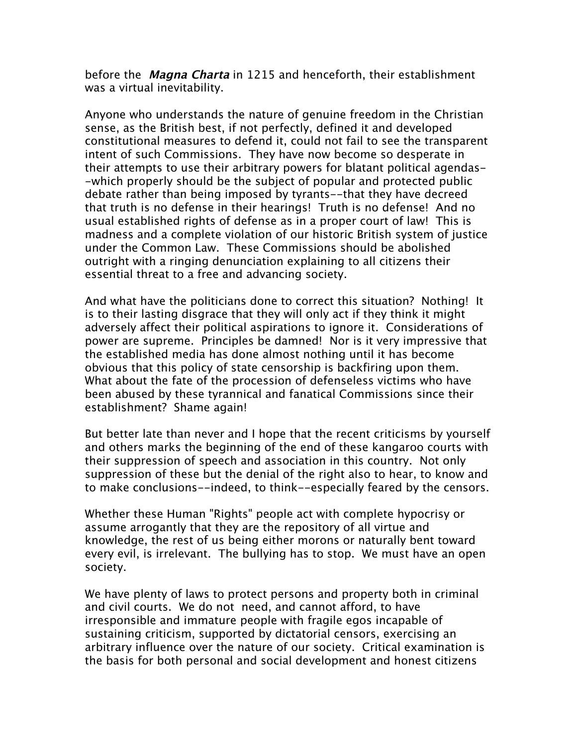before the ***Magna Charta*** in 1215 and henceforth, their establishment was a virtual inevitability.

Anyone who understands the nature of genuine freedom in the Christian sense, as the British best, if not perfectly, defined it and developed constitutional measures to defend it, could not fail to see the transparent intent of such Commissions. They have now become so desperate in their attempts to use their arbitrary powers for blatant political agendas--which properly should be the subject of popular and protected public debate rather than being imposed by tyrants--that they have decreed that truth is no defense in their hearings! Truth is no defense! And no usual established rights of defense as in a proper court of law! This is madness and a complete violation of our historic British system of justice under the Common Law. These Commissions should be abolished outright with a ringing denunciation explaining to all citizens their essential threat to a free and advancing society.

And what have the politicians done to correct this situation? Nothing! It is to their lasting disgrace that they will only act if they think it might adversely affect their political aspirations to ignore it. Considerations of power are supreme. Principles be damned! Nor is it very impressive that the established media has done almost nothing until it has become obvious that this policy of state censorship is backfiring upon them. What about the fate of the procession of defenseless victims who have been abused by these tyrannical and fanatical Commissions since their establishment? Shame again!

But better late than never and I hope that the recent criticisms by yourself and others marks the beginning of the end of these kangaroo courts with their suppression of speech and association in this country. Not only suppression of these but the denial of the right also to hear, to know and to make conclusions--indeed, to think--especially feared by the censors.

Whether these Human "Rights" people act with complete hypocrisy or assume arrogantly that they are the repository of all virtue and knowledge, the rest of us being either morons or naturally bent toward every evil, is irrelevant. The bullying has to stop. We must have an open society.

We have plenty of laws to protect persons and property both in criminal and civil courts. We do not need, and cannot afford, to have irresponsible and immature people with fragile egos incapable of sustaining criticism, supported by dictatorial censors, exercising an arbitrary influence over the nature of our society. Critical examination is the basis for both personal and social development and honest citizens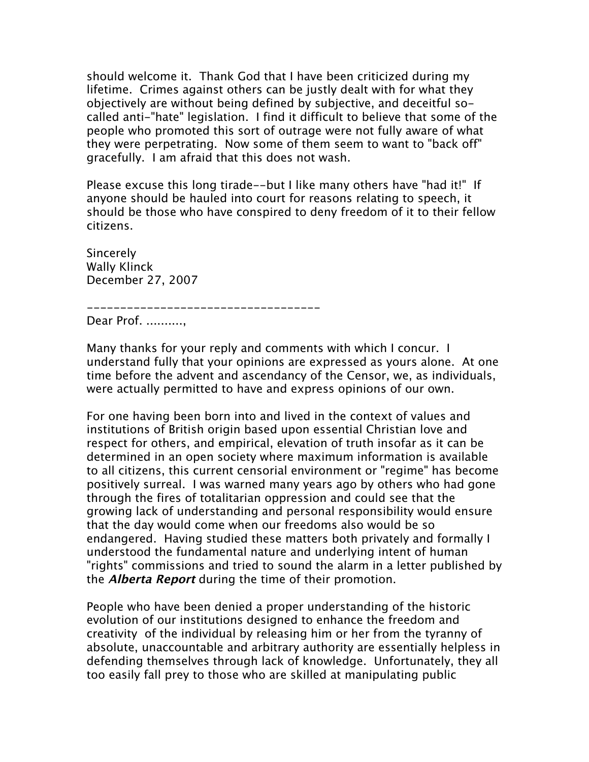should welcome it. Thank God that I have been criticized during my lifetime. Crimes against others can be justly dealt with for what they objectively are without being defined by subjective, and deceitful so-called anti-"hate" legislation. I find it difficult to believe that some of the people who promoted this sort of outrage were not fully aware of what they were perpetrating. Now some of them seem to want to "back off" gracefully. I am afraid that this does not wash.

Please excuse this long tirade--but I like many others have "had it!" If anyone should be hauled into court for reasons relating to speech, it should be those who have conspired to deny freedom of it to their fellow citizens.

Sincerely
Wally Klinck
December 27, 2007

___________________________________

Dear Prof. ..........,

Many thanks for your reply and comments with which I concur. I understand fully that your opinions are expressed as yours alone. At one time before the advent and ascendancy of the Censor, we, as individuals, were actually permitted to have and express opinions of our own.

For one having been born into and lived in the context of values and institutions of British origin based upon essential Christian love and respect for others, and empirical, elevation of truth insofar as it can be determined in an open society where maximum information is available to all citizens, this current censorial environment or "regime" has become positively surreal. I was warned many years ago by others who had gone through the fires of totalitarian oppression and could see that the growing lack of understanding and personal responsibility would ensure that the day would come when our freedoms also would be so endangered. Having studied these matters both privately and formally I understood the fundamental nature and underlying intent of human "rights" commissions and tried to sound the alarm in a letter published by the ***Alberta Report*** during the time of their promotion.

People who have been denied a proper understanding of the historic evolution of our institutions designed to enhance the freedom and creativity of the individual by releasing him or her from the tyranny of absolute, unaccountable and arbitrary authority are essentially helpless in defending themselves through lack of knowledge. Unfortunately, they all too easily fall prey to those who are skilled at manipulating public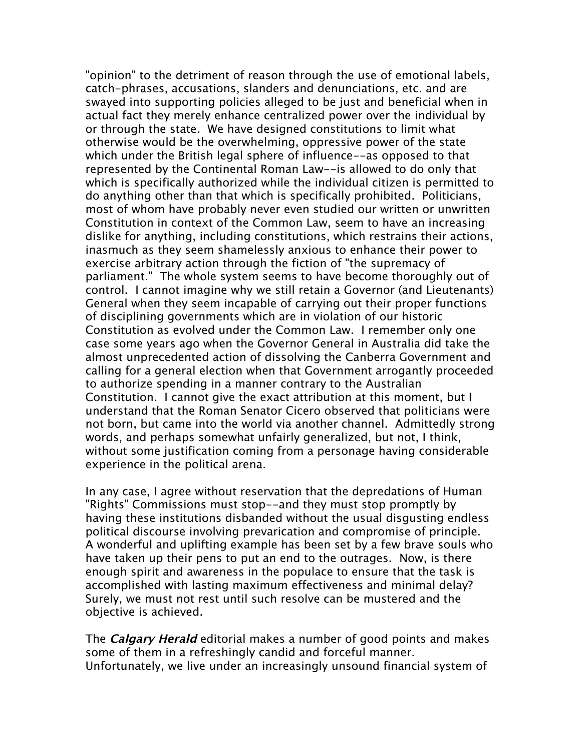"opinion" to the detriment of reason through the use of emotional labels, catch-phrases, accusations, slanders and denunciations, etc. and are swayed into supporting policies alleged to be just and beneficial when in actual fact they merely enhance centralized power over the individual by or through the state. We have designed constitutions to limit what otherwise would be the overwhelming, oppressive power of the state which under the British legal sphere of influence--as opposed to that represented by the Continental Roman Law--is allowed to do only that which is specifically authorized while the individual citizen is permitted to do anything other than that which is specifically prohibited. Politicians, most of whom have probably never even studied our written or unwritten Constitution in context of the Common Law, seem to have an increasing dislike for anything, including constitutions, which restrains their actions, inasmuch as they seem shamelessly anxious to enhance their power to exercise arbitrary action through the fiction of "the supremacy of parliament." The whole system seems to have become thoroughly out of control. I cannot imagine why we still retain a Governor (and Lieutenants) General when they seem incapable of carrying out their proper functions of disciplining governments which are in violation of our historic Constitution as evolved under the Common Law. I remember only one case some years ago when the Governor General in Australia did take the almost unprecedented action of dissolving the Canberra Government and calling for a general election when that Government arrogantly proceeded to authorize spending in a manner contrary to the Australian Constitution. I cannot give the exact attribution at this moment, but I understand that the Roman Senator Cicero observed that politicians were not born, but came into the world via another channel. Admittedly strong words, and perhaps somewhat unfairly generalized, but not, I think, without some justification coming from a personage having considerable experience in the political arena.

In any case, I agree without reservation that the depredations of Human "Rights" Commissions must stop--and they must stop promptly by having these institutions disbanded without the usual disgusting endless political discourse involving prevarication and compromise of principle. A wonderful and uplifting example has been set by a few brave souls who have taken up their pens to put an end to the outrages. Now, is there enough spirit and awareness in the populace to ensure that the task is accomplished with lasting maximum effectiveness and minimal delay? Surely, we must not rest until such resolve can be mustered and the objective is achieved.

The ***Calgary Herald*** editorial makes a number of good points and makes some of them in a refreshingly candid and forceful manner. Unfortunately, we live under an increasingly unsound financial system of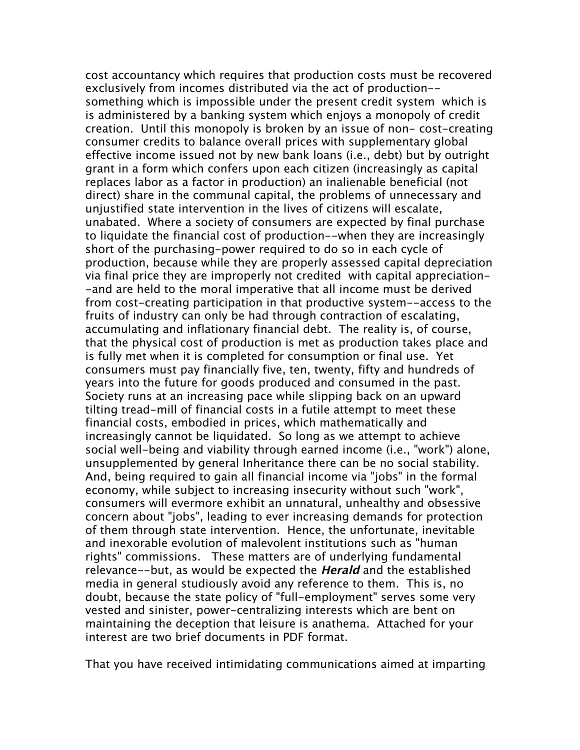cost accountancy which requires that production costs must be recovered exclusively from incomes distributed via the act of production--something which is impossible under the present credit system which is is administered by a banking system which enjoys a monopoly of credit creation. Until this monopoly is broken by an issue of non- cost-creating consumer credits to balance overall prices with supplementary global effective income issued not by new bank loans (i.e., debt) but by outright grant in a form which confers upon each citizen (increasingly as capital replaces labor as a factor in production) an inalienable beneficial (not direct) share in the communal capital, the problems of unnecessary and unjustified state intervention in the lives of citizens will escalate, unabated. Where a society of consumers are expected by final purchase to liquidate the financial cost of production--when they are increasingly short of the purchasing-power required to do so in each cycle of production, because while they are properly assessed capital depreciation via final price they are improperly not credited with capital appreciation--and are held to the moral imperative that all income must be derived from cost-creating participation in that productive system--access to the fruits of industry can only be had through contraction of escalating, accumulating and inflationary financial debt. The reality is, of course, that the physical cost of production is met as production takes place and is fully met when it is completed for consumption or final use. Yet consumers must pay financially five, ten, twenty, fifty and hundreds of years into the future for goods produced and consumed in the past. Society runs at an increasing pace while slipping back on an upward tilting tread-mill of financial costs in a futile attempt to meet these financial costs, embodied in prices, which mathematically and increasingly cannot be liquidated. So long as we attempt to achieve social well-being and viability through earned income (i.e., "work") alone, unsupplemented by general Inheritance there can be no social stability. And, being required to gain all financial income via "jobs" in the formal economy, while subject to increasing insecurity without such "work", consumers will evermore exhibit an unnatural, unhealthy and obsessive concern about "jobs", leading to ever increasing demands for protection of them through state intervention. Hence, the unfortunate, inevitable and inexorable evolution of malevolent institutions such as "human rights" commissions. These matters are of underlying fundamental relevance--but, as would be expected the ***Herald*** and the established media in general studiously avoid any reference to them. This is, no doubt, because the state policy of "full-employment" serves some very vested and sinister, power-centralizing interests which are bent on maintaining the deception that leisure is anathema. Attached for your interest are two brief documents in PDF format.

That you have received intimidating communications aimed at imparting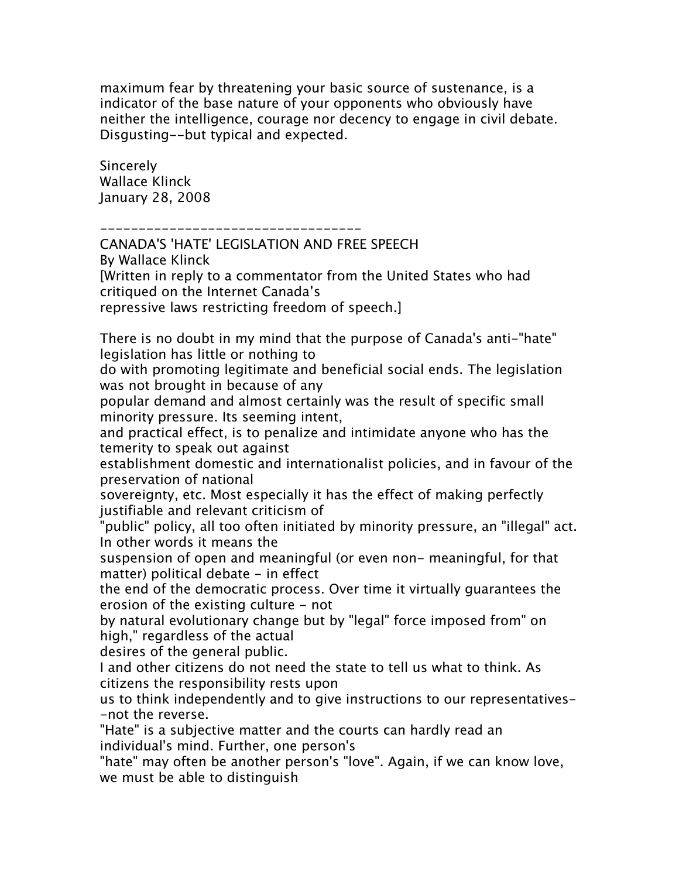maximum fear by threatening your basic source of sustenance, is a indicator of the base nature of your opponents who obviously have neither the intelligence, courage nor decency to engage in civil debate. Disgusting--but typical and expected.

Sincerely
Wallace Klinck
January 28, 2008

---

CANADA'S 'HATE' LEGISLATION AND FREE SPEECH
By Wallace Klinck
[Written in reply to a commentator from the United States who had critiqued on the Internet Canada's repressive laws restricting freedom of speech.]

There is no doubt in my mind that the purpose of Canada's anti-"hate" legislation has little or nothing to do with promoting legitimate and beneficial social ends. The legislation was not brought in because of any popular demand and almost certainly was the result of specific small minority pressure. Its seeming intent, and practical effect, is to penalize and intimidate anyone who has the temerity to speak out against establishment domestic and internationalist policies, and in favour of the preservation of national sovereignty, etc. Most especially it has the effect of making perfectly justifiable and relevant criticism of "public" policy, all too often initiated by minority pressure, an "illegal" act. In other words it means the suspension of open and meaningful (or even non- meaningful, for that matter) political debate - in effect the end of the democratic process. Over time it virtually guarantees the erosion of the existing culture - not by natural evolutionary change but by "legal" force imposed from" on high," regardless of the actual desires of the general public.

I and other citizens do not need the state to tell us what to think. As citizens the responsibility rests upon us to think independently and to give instructions to our representatives--not the reverse.

"Hate" is a subjective matter and the courts can hardly read an individual's mind. Further, one person's "hate" may often be another person's "love". Again, if we can know love, we must be able to distinguish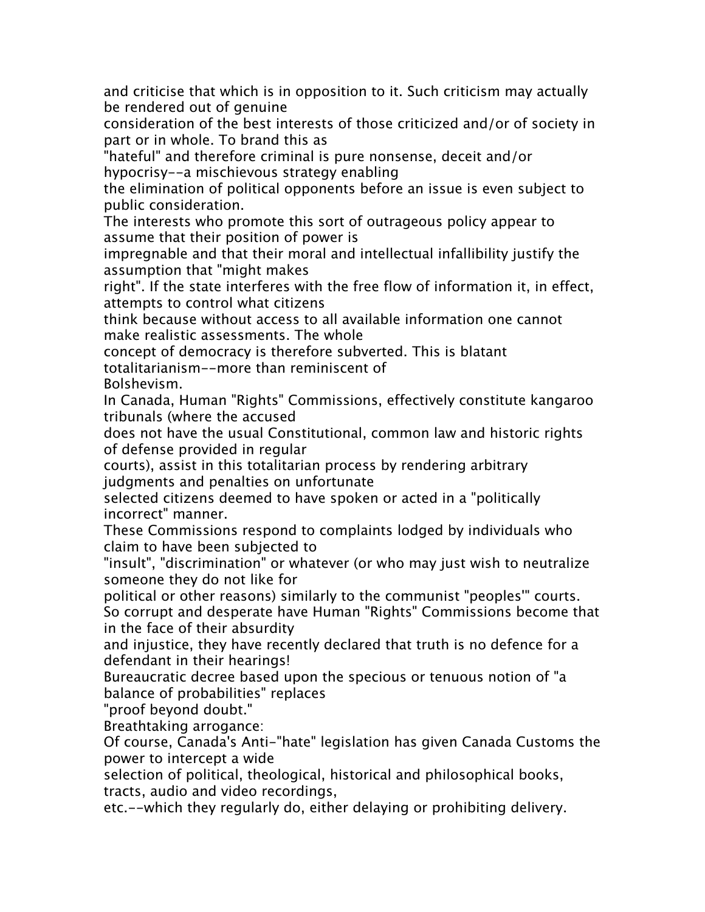and criticise that which is in opposition to it. Such criticism may actually be rendered out of genuine consideration of the best interests of those criticized and/or of society in part or in whole. To brand this as "hateful" and therefore criminal is pure nonsense, deceit and/or hypocrisy--a mischievous strategy enabling the elimination of political opponents before an issue is even subject to public consideration.

The interests who promote this sort of outrageous policy appear to assume that their position of power is impregnable and that their moral and intellectual infallibility justify the assumption that "might makes right". If the state interferes with the free flow of information it, in effect, attempts to control what citizens think because without access to all available information one cannot make realistic assessments. The whole concept of democracy is therefore subverted. This is blatant totalitarianism--more than reminiscent of Bolshevism.

In Canada, Human "Rights" Commissions, effectively constitute kangaroo tribunals (where the accused does not have the usual Constitutional, common law and historic rights of defense provided in regular courts), assist in this totalitarian process by rendering arbitrary judgments and penalties on unfortunate selected citizens deemed to have spoken or acted in a "politically incorrect" manner.

These Commissions respond to complaints lodged by individuals who claim to have been subjected to "insult", "discrimination" or whatever (or who may just wish to neutralize someone they do not like for political or other reasons) similarly to the communist "peoples'" courts.

So corrupt and desperate have Human "Rights" Commissions become that in the face of their absurdity and injustice, they have recently declared that truth is no defence for a defendant in their hearings!

Bureaucratic decree based upon the specious or tenuous notion of "a balance of probabilities" replaces "proof beyond doubt."

Breathtaking arrogance:

Of course, Canada's Anti-"hate" legislation has given Canada Customs the power to intercept a wide selection of political, theological, historical and philosophical books, tracts, audio and video recordings, etc.--which they regularly do, either delaying or prohibiting delivery.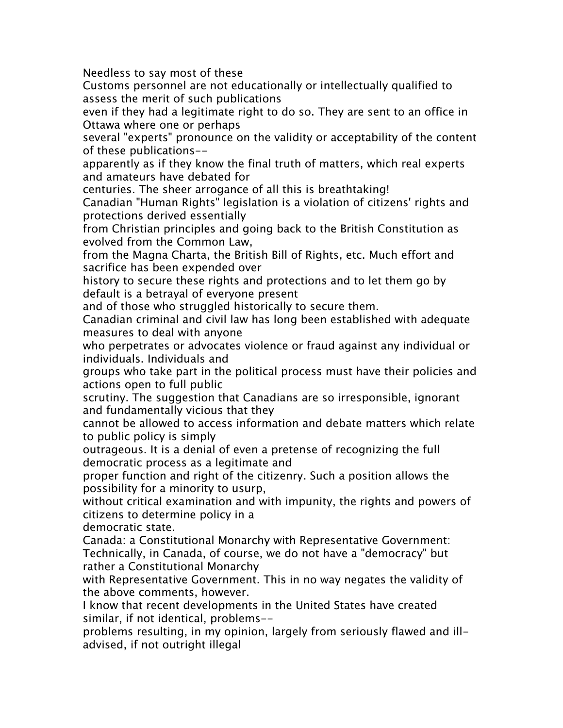Needless to say most of these Customs personnel are not educationally or intellectually qualified to assess the merit of such publications even if they had a legitimate right to do so. They are sent to an office in Ottawa where one or perhaps several "experts" pronounce on the validity or acceptability of the content of these publications--apparently as if they know the final truth of matters, which real experts and amateurs have debated for centuries. The sheer arrogance of all this is breathtaking!

Canadian "Human Rights" legislation is a violation of citizens' rights and protections derived essentially from Christian principles and going back to the British Constitution as evolved from the Common Law, from the Magna Charta, the British Bill of Rights, etc. Much effort and sacrifice has been expended over history to secure these rights and protections and to let them go by default is a betrayal of everyone present and of those who struggled historically to secure them.

Canadian criminal and civil law has long been established with adequate measures to deal with anyone who perpetrates or advocates violence or fraud against any individual or individuals. Individuals and groups who take part in the political process must have their policies and actions open to full public scrutiny. The suggestion that Canadians are so irresponsible, ignorant and fundamentally vicious that they cannot be allowed to access information and debate matters which relate to public policy is simply outrageous. It is a denial of even a pretense of recognizing the full democratic process as a legitimate and proper function and right of the citizenry. Such a position allows the possibility for a minority to usurp, without critical examination and with impunity, the rights and powers of citizens to determine policy in a democratic state.

Canada: a Constitutional Monarchy with Representative Government:

Technically, in Canada, of course, we do not have a "democracy" but rather a Constitutional Monarchy with Representative Government. This in no way negates the validity of the above comments, however.

I know that recent developments in the United States have created similar, if not identical, problems--problems resulting, in my opinion, largely from seriously flawed and ill-advised, if not outright illegal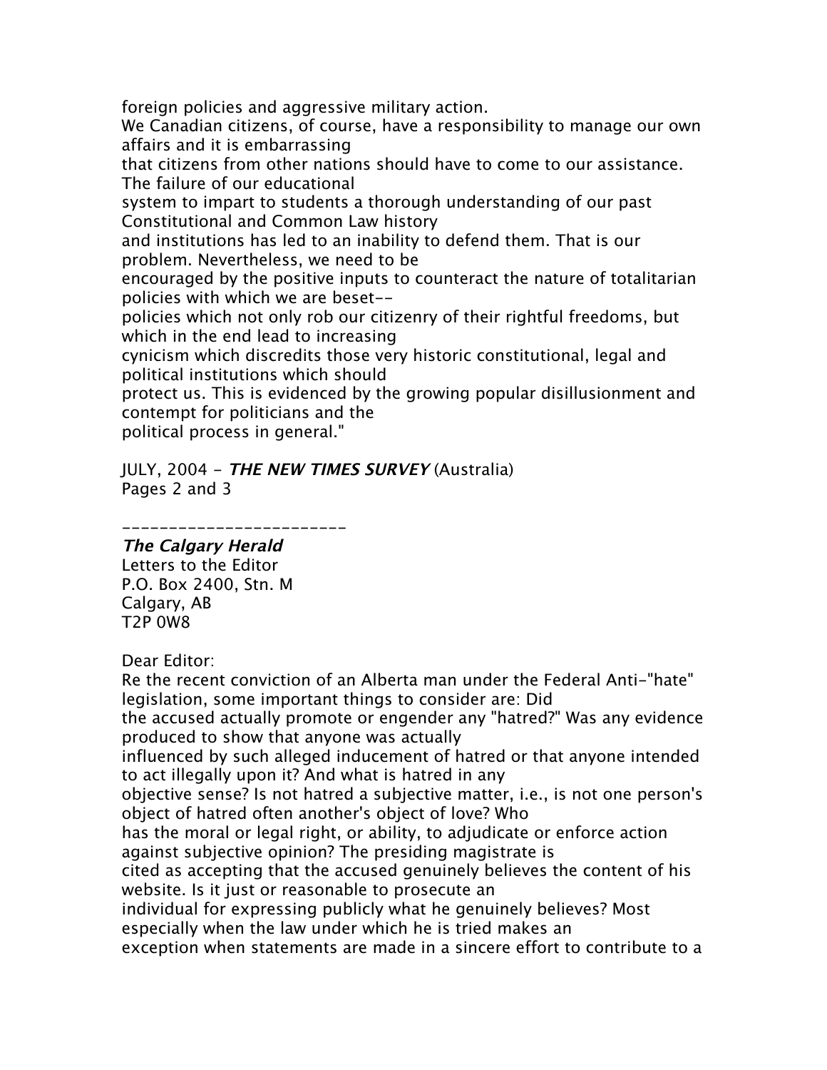foreign policies and aggressive military action.
We Canadian citizens, of course, have a responsibility to manage our own affairs and it is embarrassing
that citizens from other nations should have to come to our assistance. The failure of our educational
system to impart to students a thorough understanding of our past Constitutional and Common Law history
and institutions has led to an inability to defend them. That is our problem. Nevertheless, we need to be
encouraged by the positive inputs to counteract the nature of totalitarian policies with which we are beset--
policies which not only rob our citizenry of their rightful freedoms, but which in the end lead to increasing
cynicism which discredits those very historic constitutional, legal and political institutions which should
protect us. This is evidenced by the growing popular disillusionment and contempt for politicians and the
political process in general."

JULY, 2004 - ***THE NEW TIMES SURVEY*** (Australia)
Pages 2 and 3

________________________

***The Calgary Herald***
Letters to the Editor
P.O. Box 2400, Stn. M
Calgary, AB
T2P 0W8

Dear Editor:
Re the recent conviction of an Alberta man under the Federal Anti-"hate" legislation, some important things to consider are: Did
the accused actually promote or engender any "hatred?" Was any evidence produced to show that anyone was actually
influenced by such alleged inducement of hatred or that anyone intended to act illegally upon it? And what is hatred in any
objective sense? Is not hatred a subjective matter, i.e., is not one person's object of hatred often another's object of love? Who
has the moral or legal right, or ability, to adjudicate or enforce action against subjective opinion? The presiding magistrate is
cited as accepting that the accused genuinely believes the content of his website. Is it just or reasonable to prosecute an
individual for expressing publicly what he genuinely believes? Most especially when the law under which he is tried makes an
exception when statements are made in a sincere effort to contribute to a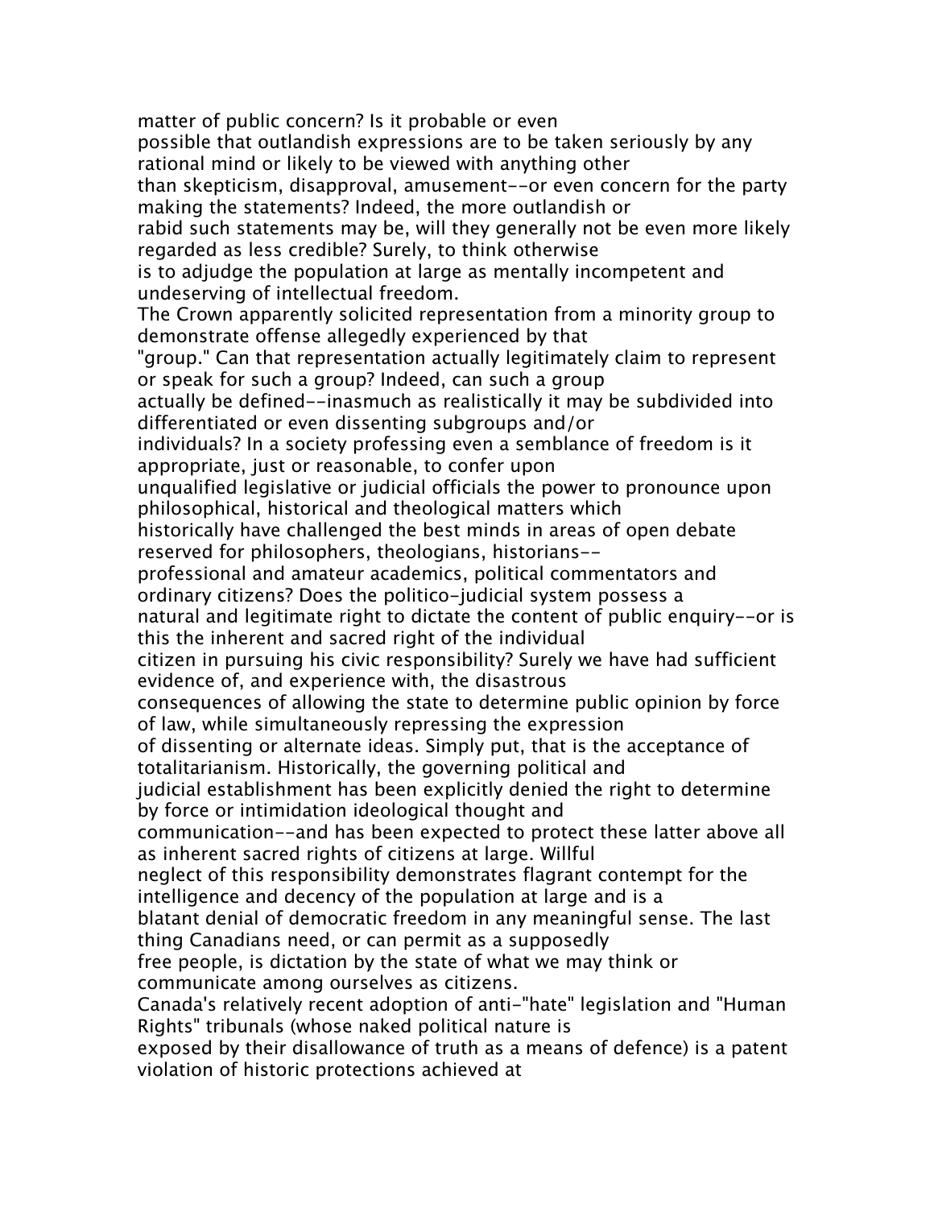matter of public concern? Is it probable or even possible that outlandish expressions are to be taken seriously by any rational mind or likely to be viewed with anything other than skepticism, disapproval, amusement--or even concern for the party making the statements? Indeed, the more outlandish or rabid such statements may be, will they generally not be even more likely regarded as less credible? Surely, to think otherwise is to adjudge the population at large as mentally incompetent and undeserving of intellectual freedom.

The Crown apparently solicited representation from a minority group to demonstrate offense allegedly experienced by that "group." Can that representation actually legitimately claim to represent or speak for such a group? Indeed, can such a group actually be defined--inasmuch as realistically it may be subdivided into differentiated or even dissenting subgroups and/or individuals? In a society professing even a semblance of freedom is it appropriate, just or reasonable, to confer upon unqualified legislative or judicial officials the power to pronounce upon philosophical, historical and theological matters which historically have challenged the best minds in areas of open debate reserved for philosophers, theologians, historians--professional and amateur academics, political commentators and ordinary citizens? Does the politico-judicial system possess a natural and legitimate right to dictate the content of public enquiry--or is this the inherent and sacred right of the individual citizen in pursuing his civic responsibility? Surely we have had sufficient evidence of, and experience with, the disastrous consequences of allowing the state to determine public opinion by force of law, while simultaneously repressing the expression of dissenting or alternate ideas. Simply put, that is the acceptance of totalitarianism. Historically, the governing political and judicial establishment has been explicitly denied the right to determine by force or intimidation ideological thought and communication--and has been expected to protect these latter above all as inherent sacred rights of citizens at large. Willful neglect of this responsibility demonstrates flagrant contempt for the intelligence and decency of the population at large and is a blatant denial of democratic freedom in any meaningful sense. The last thing Canadians need, or can permit as a supposedly free people, is dictation by the state of what we may think or communicate among ourselves as citizens.

Canada's relatively recent adoption of anti-"hate" legislation and "Human Rights" tribunals (whose naked political nature is exposed by their disallowance of truth as a means of defence) is a patent violation of historic protections achieved at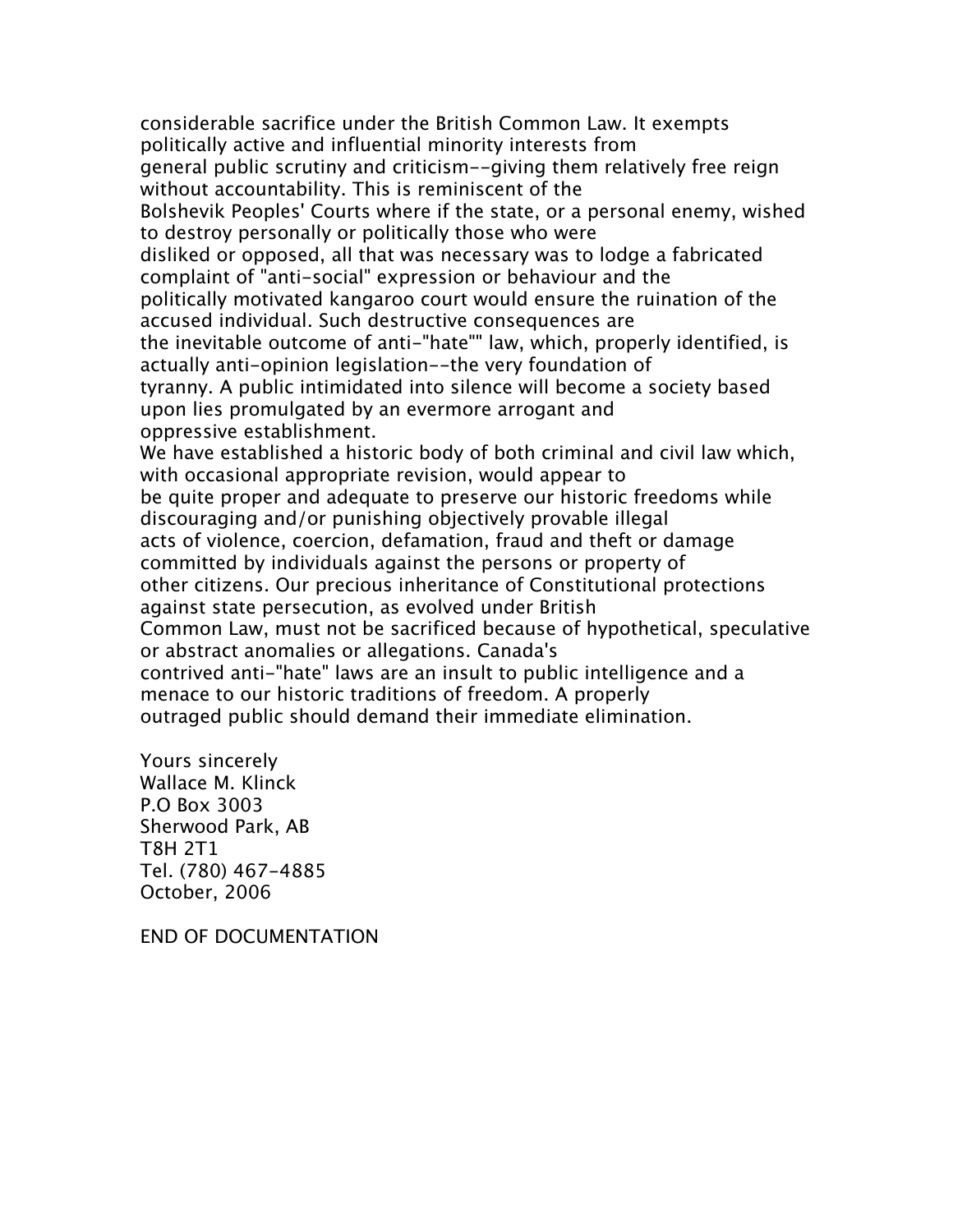considerable sacrifice under the British Common Law. It exempts politically active and influential minority interests from general public scrutiny and criticism--giving them relatively free reign without accountability. This is reminiscent of the Bolshevik Peoples' Courts where if the state, or a personal enemy, wished to destroy personally or politically those who were disliked or opposed, all that was necessary was to lodge a fabricated complaint of "anti-social" expression or behaviour and the politically motivated kangaroo court would ensure the ruination of the accused individual. Such destructive consequences are the inevitable outcome of anti-"hate"" law, which, properly identified, is actually anti-opinion legislation--the very foundation of tyranny. A public intimidated into silence will become a society based upon lies promulgated by an evermore arrogant and oppressive establishment.

We have established a historic body of both criminal and civil law which, with occasional appropriate revision, would appear to be quite proper and adequate to preserve our historic freedoms while discouraging and/or punishing objectively provable illegal acts of violence, coercion, defamation, fraud and theft or damage committed by individuals against the persons or property of other citizens. Our precious inheritance of Constitutional protections against state persecution, as evolved under British Common Law, must not be sacrificed because of hypothetical, speculative or abstract anomalies or allegations. Canada's contrived anti-"hate" laws are an insult to public intelligence and a menace to our historic traditions of freedom. A properly outraged public should demand their immediate elimination.

Yours sincerely
Wallace M. Klinck
P.O Box 3003
Sherwood Park, AB
T8H 2T1
Tel. (780) 467-4885
October, 2006

END OF DOCUMENTATION